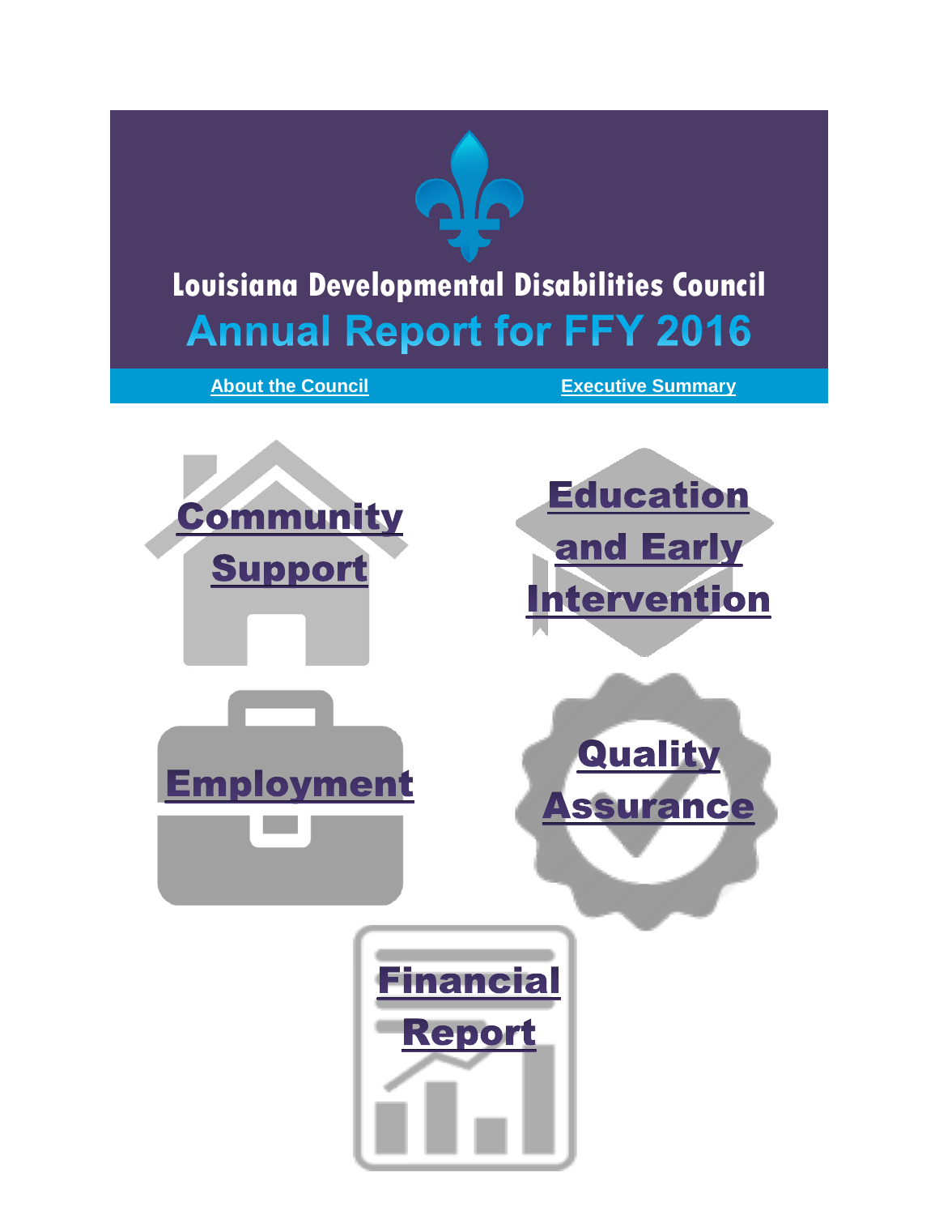# Louisiana Developmental Disabilities Council

## Annual Report for FFY 2016

About the Council

Executive Summary

Community Support

Education and Early Intervention

Employment

Quality Assurance

Financial Report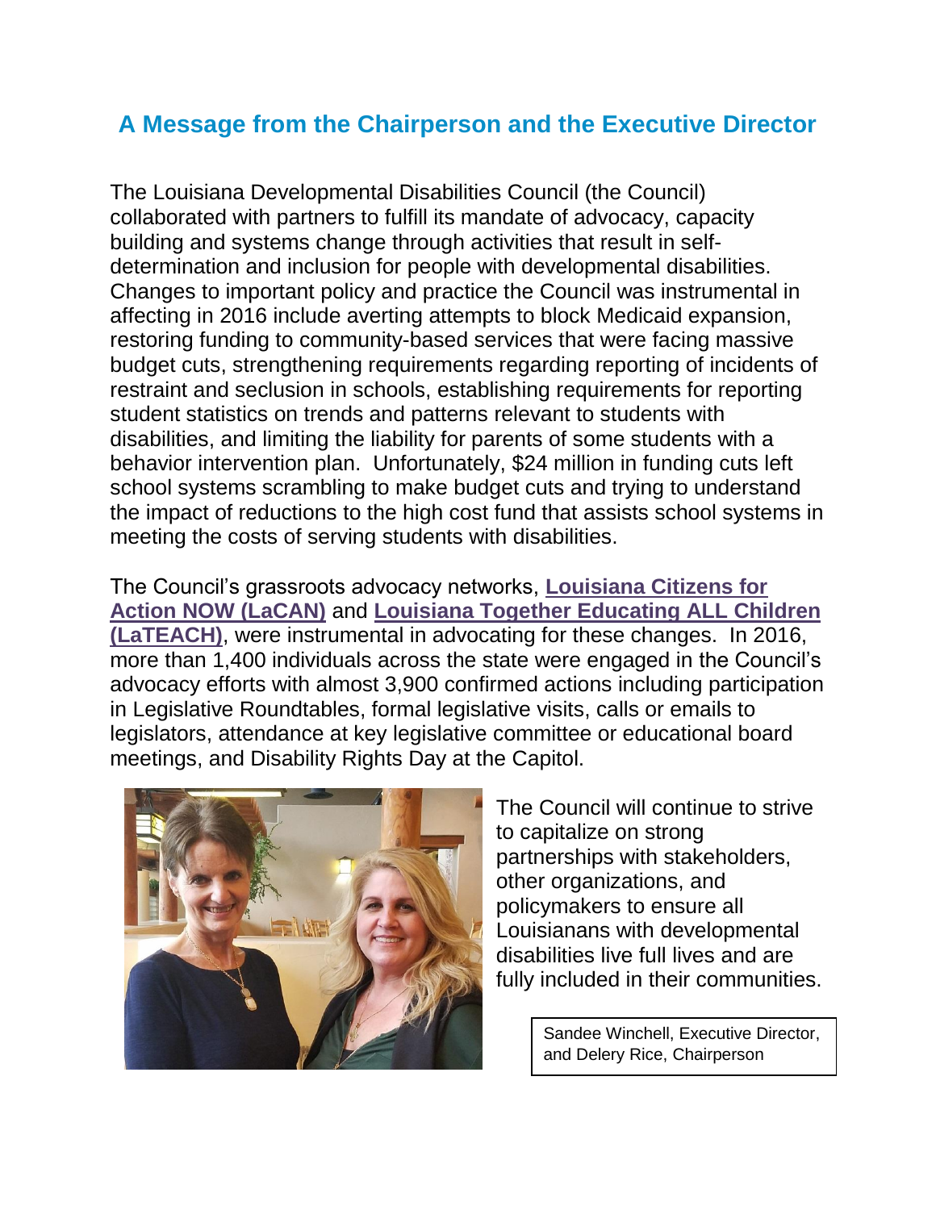## A Message from the Chairperson and the Executive Director

The Louisiana Developmental Disabilities Council (the Council) collaborated with partners to fulfill its mandate of advocacy, capacity building and systems change through activities that result in self-determination and inclusion for people with developmental disabilities. Changes to important policy and practice the Council was instrumental in affecting in 2016 include averting attempts to block Medicaid expansion, restoring funding to community-based services that were facing massive budget cuts, strengthening requirements regarding reporting of incidents of restraint and seclusion in schools, establishing requirements for reporting student statistics on trends and patterns relevant to students with disabilities, and limiting the liability for parents of some students with a behavior intervention plan. Unfortunately, $24 million in funding cuts left school systems scrambling to make budget cuts and trying to understand the impact of reductions to the high cost fund that assists school systems in meeting the costs of serving students with disabilities.

The Council's grassroots advocacy networks, **Louisiana Citizens for Action NOW (LaCAN)** and **Louisiana Together Educating ALL Children (LaTEACH)**, were instrumental in advocating for these changes. In 2016, more than 1,400 individuals across the state were engaged in the Council's advocacy efforts with almost 3,900 confirmed actions including participation in Legislative Roundtables, formal legislative visits, calls or emails to legislators, attendance at key legislative committee or educational board meetings, and Disability Rights Day at the Capitol.

The Council will continue to strive to capitalize on strong partnerships with stakeholders, other organizations, and policymakers to ensure all Louisianans with developmental disabilities live full lives and are fully included in their communities.

Sandee Winchell, Executive Director, and Delery Rice, Chairperson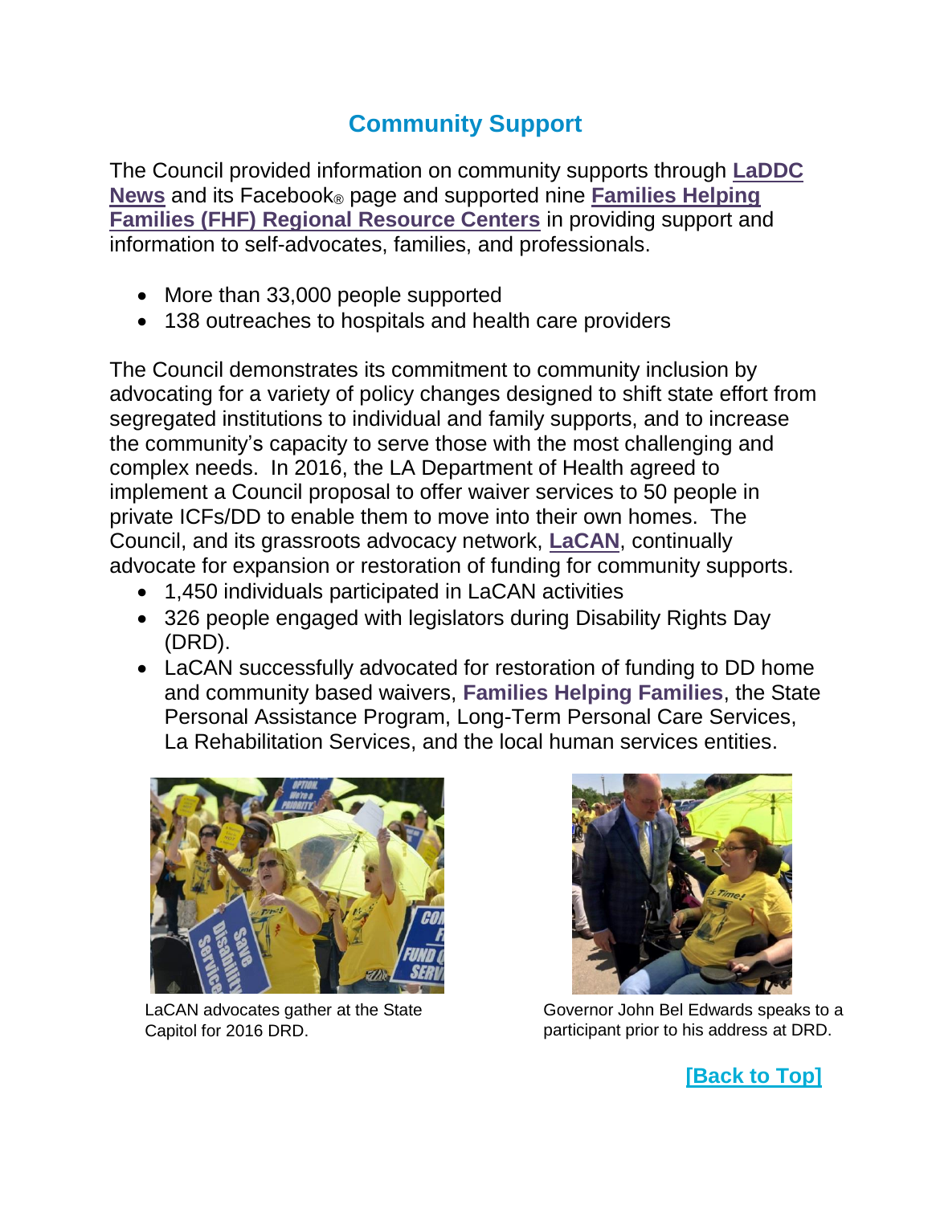## Community Support

The Council provided information on community supports through **LaDDC News** and its Facebook® page and supported nine **Families Helping Families (FHF) Regional Resource Centers** in providing support and information to self-advocates, families, and professionals.

- More than 33,000 people supported
- 138 outreaches to hospitals and health care providers

The Council demonstrates its commitment to community inclusion by advocating for a variety of policy changes designed to shift state effort from segregated institutions to individual and family supports, and to increase the community's capacity to serve those with the most challenging and complex needs. In 2016, the LA Department of Health agreed to implement a Council proposal to offer waiver services to 50 people in private ICFs/DD to enable them to move into their own homes. The Council, and its grassroots advocacy network, **LaCAN**, continually advocate for expansion or restoration of funding for community supports.

- 1,450 individuals participated in LaCAN activities
- 326 people engaged with legislators during Disability Rights Day (DRD).
- LaCAN successfully advocated for restoration of funding to DD home and community based waivers, **Families Helping Families**, the State Personal Assistance Program, Long-Term Personal Care Services, La Rehabilitation Services, and the local human services entities.

LaCAN advocates gather at the State Capitol for 2016 DRD.

Governor John Bel Edwards speaks to a participant prior to his address at DRD.

[Back to Top]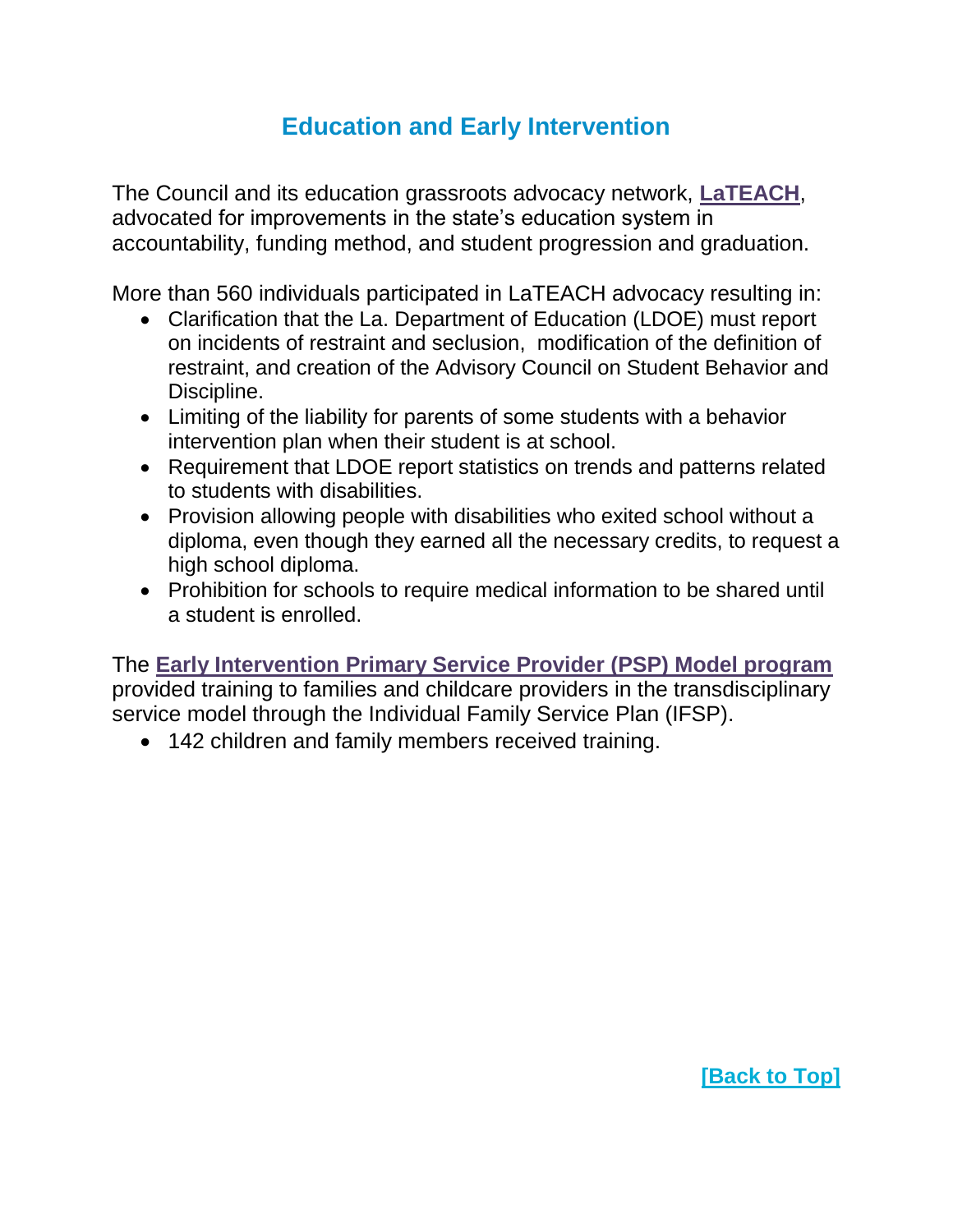## Education and Early Intervention

The Council and its education grassroots advocacy network, **LaTEACH**, advocated for improvements in the state's education system in accountability, funding method, and student progression and graduation.

More than 560 individuals participated in LaTEACH advocacy resulting in:

- Clarification that the La. Department of Education (LDOE) must report on incidents of restraint and seclusion, modification of the definition of restraint, and creation of the Advisory Council on Student Behavior and Discipline.
- Limiting of the liability for parents of some students with a behavior intervention plan when their student is at school.
- Requirement that LDOE report statistics on trends and patterns related to students with disabilities.
- Provision allowing people with disabilities who exited school without a diploma, even though they earned all the necessary credits, to request a high school diploma.
- Prohibition for schools to require medical information to be shared until a student is enrolled.

The **Early Intervention Primary Service Provider (PSP) Model program** provided training to families and childcare providers in the transdisciplinary service model through the Individual Family Service Plan (IFSP).

- 142 children and family members received training.

**[Back to Top]**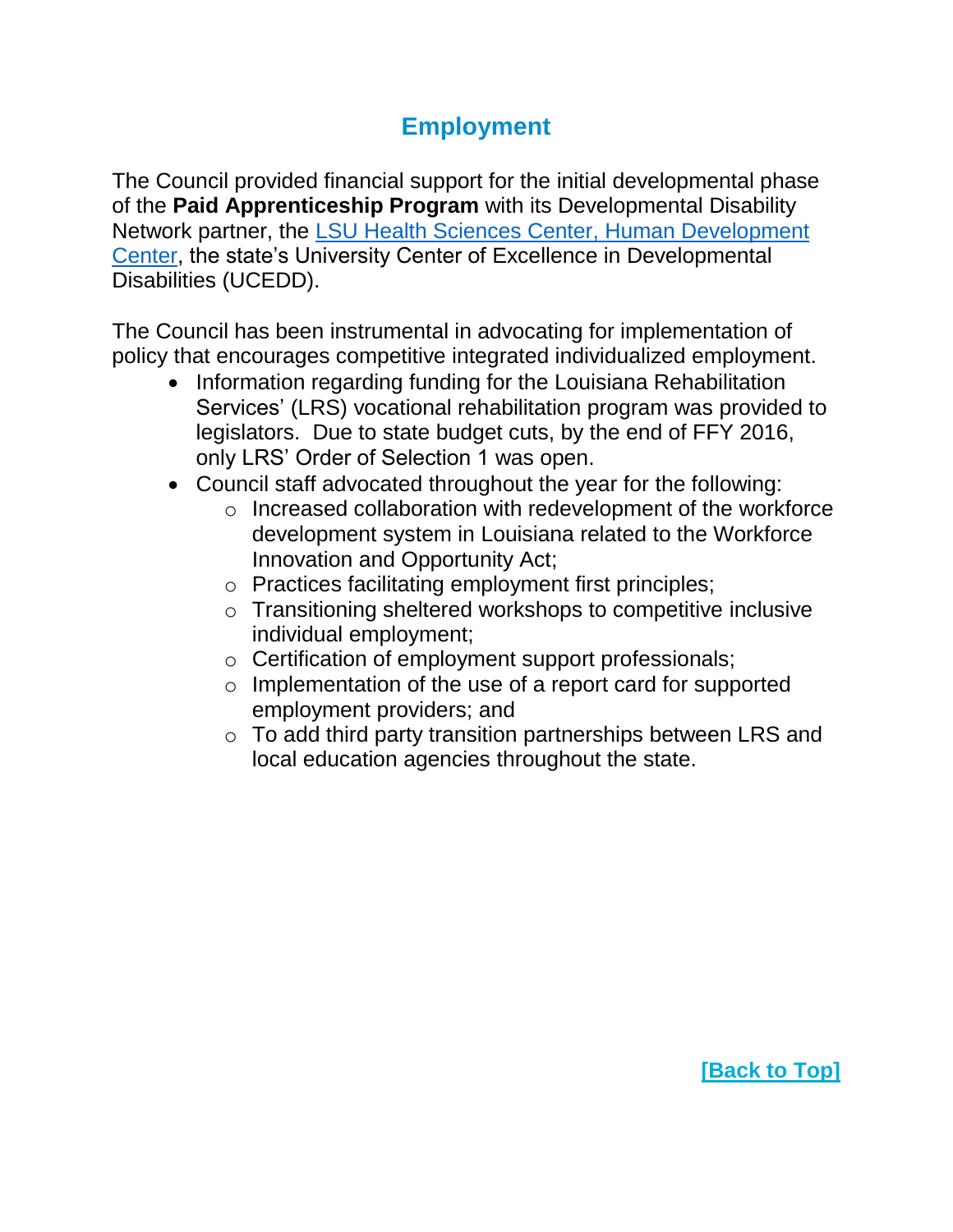## Employment

The Council provided financial support for the initial developmental phase of the **Paid Apprenticeship Program** with its Developmental Disability Network partner, the [LSU Health Sciences Center, Human Development Center](), the state's University Center of Excellence in Developmental Disabilities (UCEDD).

The Council has been instrumental in advocating for implementation of policy that encourages competitive integrated individualized employment.

- Information regarding funding for the Louisiana Rehabilitation Services' (LRS) vocational rehabilitation program was provided to legislators. Due to state budget cuts, by the end of FFY 2016, only LRS' Order of Selection 1 was open.
- Council staff advocated throughout the year for the following:
  - Increased collaboration with redevelopment of the workforce development system in Louisiana related to the Workforce Innovation and Opportunity Act;
  - Practices facilitating employment first principles;
  - Transitioning sheltered workshops to competitive inclusive individual employment;
  - Certification of employment support professionals;
  - Implementation of the use of a report card for supported employment providers; and
  - To add third party transition partnerships between LRS and local education agencies throughout the state.

[Back to Top]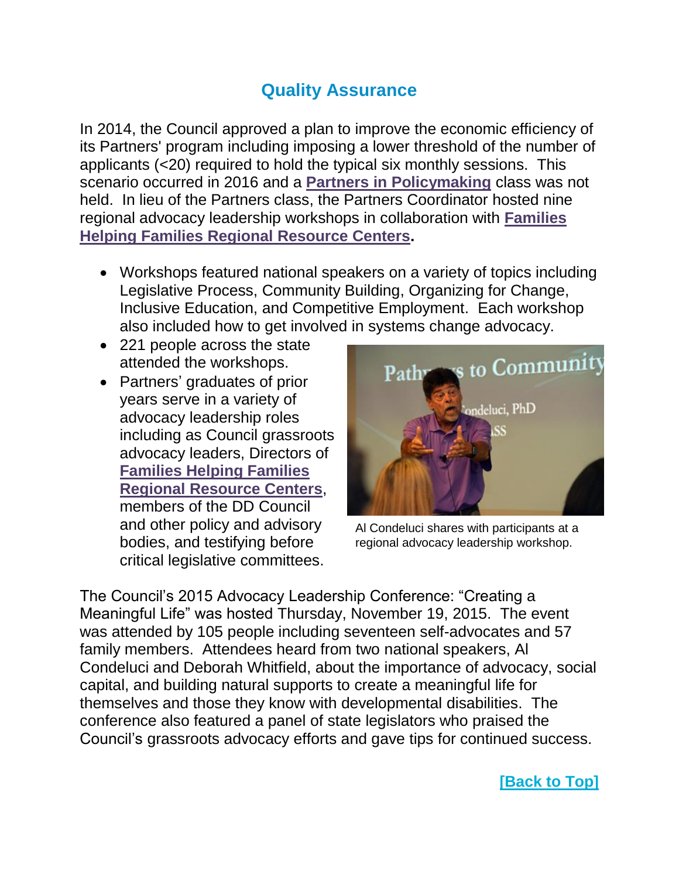## Quality Assurance

In 2014, the Council approved a plan to improve the economic efficiency of its Partners' program including imposing a lower threshold of the number of applicants (<20) required to hold the typical six monthly sessions. This scenario occurred in 2016 and a **Partners in Policymaking** class was not held. In lieu of the Partners class, the Partners Coordinator hosted nine regional advocacy leadership workshops in collaboration with **Families Helping Families Regional Resource Centers**.

- Workshops featured national speakers on a variety of topics including Legislative Process, Community Building, Organizing for Change, Inclusive Education, and Competitive Employment. Each workshop also included how to get involved in systems change advocacy.
- 221 people across the state attended the workshops.
- Partners' graduates of prior years serve in a variety of advocacy leadership roles including as Council grassroots advocacy leaders, Directors of **Families Helping Families Regional Resource Centers**, members of the DD Council and other policy and advisory bodies, and testifying before critical legislative committees.

Al Condeluci shares with participants at a regional advocacy leadership workshop.

The Council's 2015 Advocacy Leadership Conference: "Creating a Meaningful Life" was hosted Thursday, November 19, 2015. The event was attended by 105 people including seventeen self-advocates and 57 family members. Attendees heard from two national speakers, Al Condeluci and Deborah Whitfield, about the importance of advocacy, social capital, and building natural supports to create a meaningful life for themselves and those they know with developmental disabilities. The conference also featured a panel of state legislators who praised the Council's grassroots advocacy efforts and gave tips for continued success.

**[Back to Top]**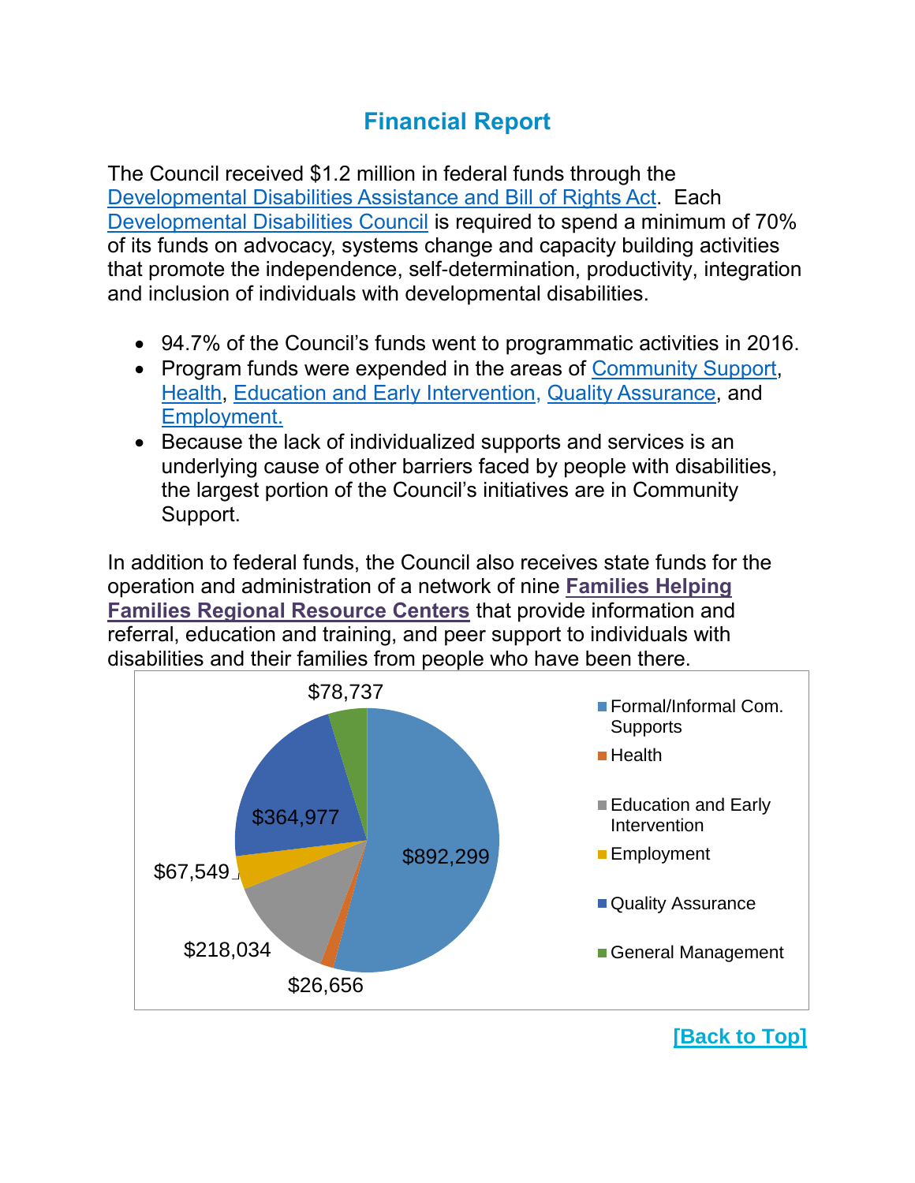## Financial Report

The Council received $1.2 million in federal funds through the Developmental Disabilities Assistance and Bill of Rights Act. Each Developmental Disabilities Council is required to spend a minimum of 70% of its funds on advocacy, systems change and capacity building activities that promote the independence, self-determination, productivity, integration and inclusion of individuals with developmental disabilities.

- 94.7% of the Council's funds went to programmatic activities in 2016.
- Program funds were expended in the areas of Community Support, Health, Education and Early Intervention, Quality Assurance, and Employment.
- Because the lack of individualized supports and services is an underlying cause of other barriers faced by people with disabilities, the largest portion of the Council's initiatives are in Community Support.

In addition to federal funds, the Council also receives state funds for the operation and administration of a network of nine **Families Helping Families Regional Resource Centers** that provide information and referral, education and training, and peer support to individuals with disabilities and their families from people who have been there.

$78,737
$364,977
$892,299
$67,549
$218,034
$26,656

Formal/Informal Com. Supports
Health
Education and Early Intervention
Employment
Quality Assurance
General Management

**[Back to Top]**